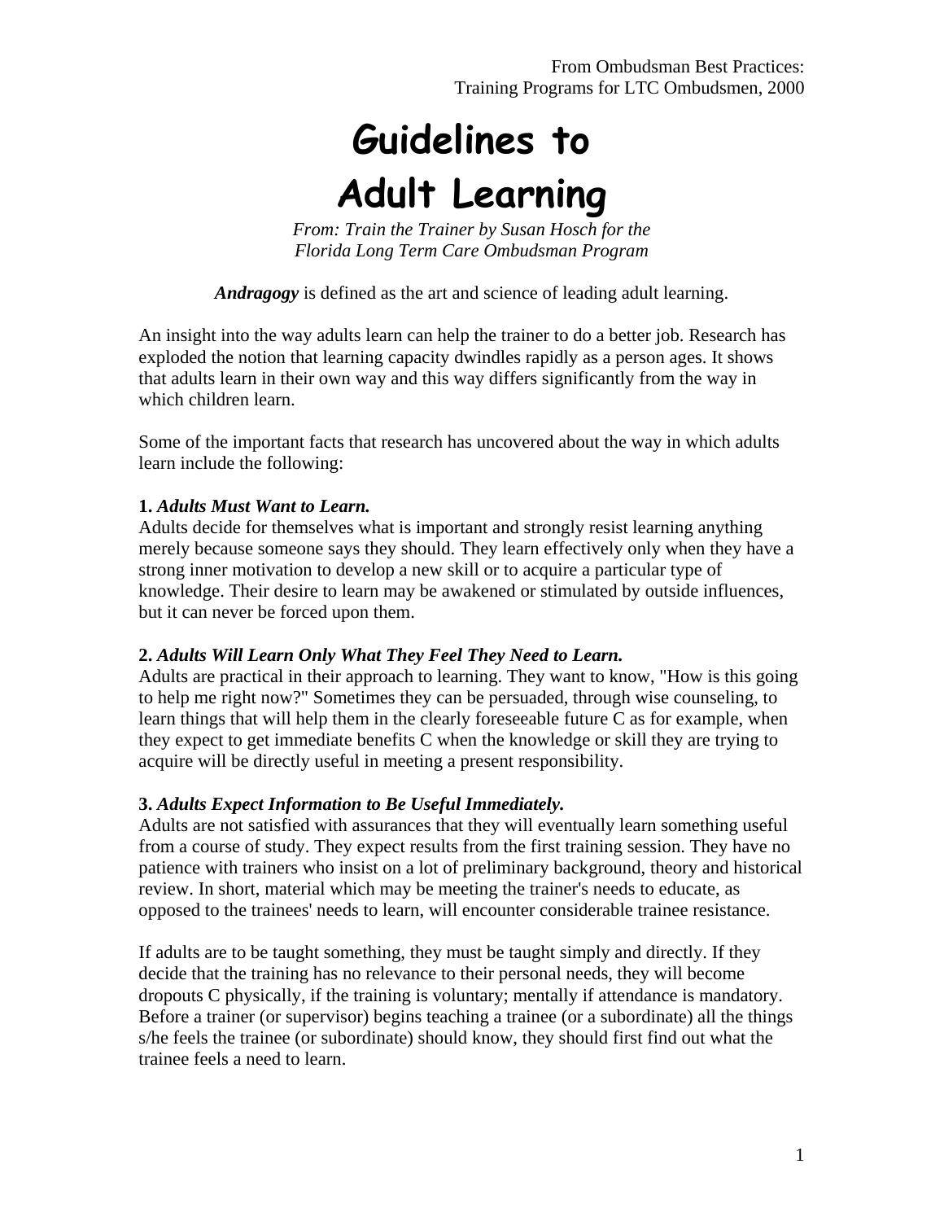From Ombudsman Best Practices:
Training Programs for LTC Ombudsmen, 2000

# Guidelines to Adult Learning

*From: Train the Trainer by Susan Hosch for the Florida Long Term Care Ombudsman Program*

***Andragogy*** is defined as the art and science of leading adult learning.

An insight into the way adults learn can help the trainer to do a better job. Research has exploded the notion that learning capacity dwindles rapidly as a person ages. It shows that adults learn in their own way and this way differs significantly from the way in which children learn.

Some of the important facts that research has uncovered about the way in which adults learn include the following:

**1. *Adults Must Want to Learn.***
Adults decide for themselves what is important and strongly resist learning anything merely because someone says they should. They learn effectively only when they have a strong inner motivation to develop a new skill or to acquire a particular type of knowledge. Their desire to learn may be awakened or stimulated by outside influences, but it can never be forced upon them.

**2. *Adults Will Learn Only What They Feel They Need to Learn.***
Adults are practical in their approach to learning. They want to know, "How is this going to help me right now?" Sometimes they can be persuaded, through wise counseling, to learn things that will help them in the clearly foreseeable future C as for example, when they expect to get immediate benefits C when the knowledge or skill they are trying to acquire will be directly useful in meeting a present responsibility.

**3. *Adults Expect Information to Be Useful Immediately.***
Adults are not satisfied with assurances that they will eventually learn something useful from a course of study. They expect results from the first training session. They have no patience with trainers who insist on a lot of preliminary background, theory and historical review. In short, material which may be meeting the trainer's needs to educate, as opposed to the trainees' needs to learn, will encounter considerable trainee resistance.

If adults are to be taught something, they must be taught simply and directly. If they decide that the training has no relevance to their personal needs, they will become dropouts C physically, if the training is voluntary; mentally if attendance is mandatory. Before a trainer (or supervisor) begins teaching a trainee (or a subordinate) all the things s/he feels the trainee (or subordinate) should know, they should first find out what the trainee feels a need to learn.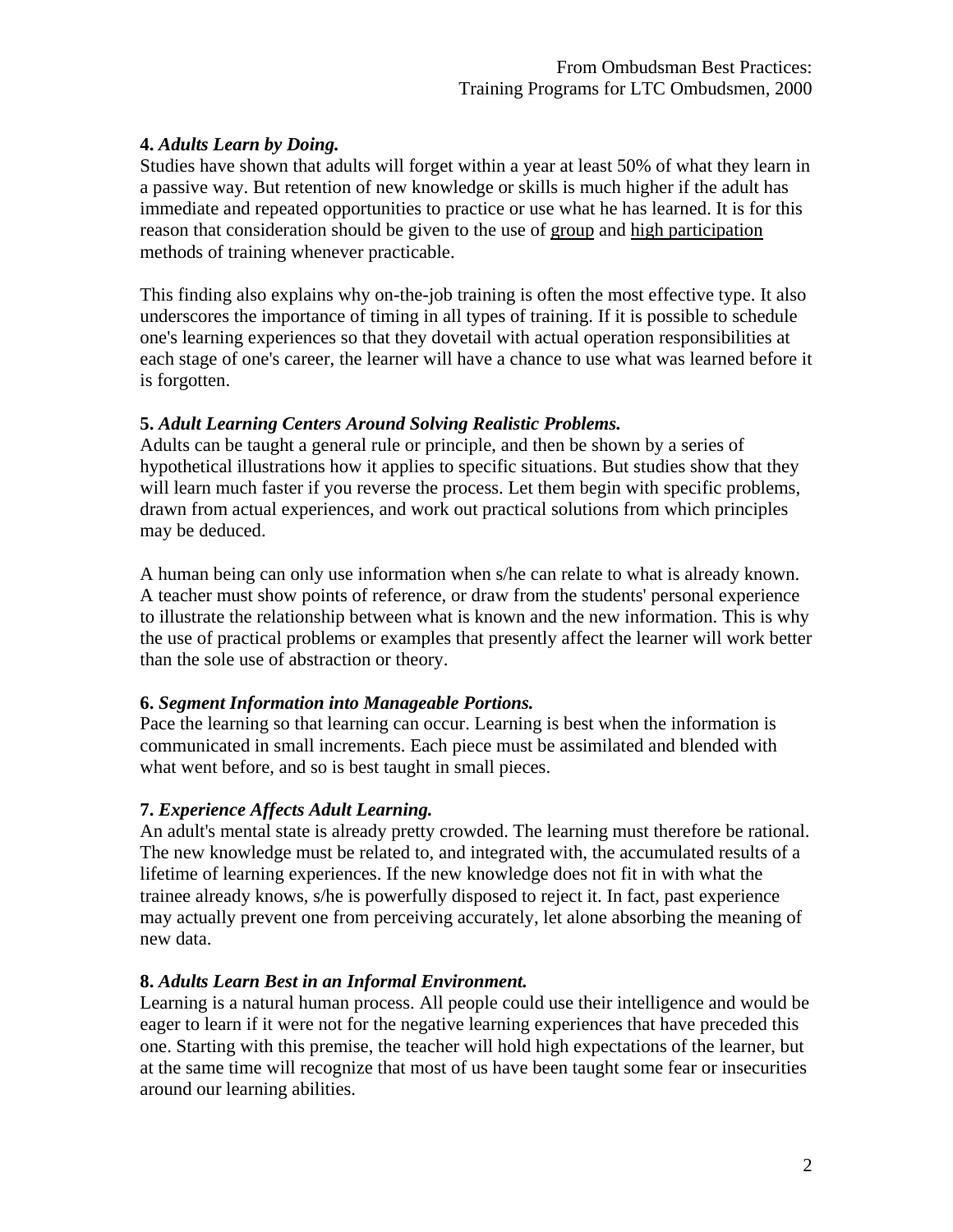**4.** ***Adults Learn by Doing.***

Studies have shown that adults will forget within a year at least 50% of what they learn in a passive way. But retention of new knowledge or skills is much higher if the adult has immediate and repeated opportunities to practice or use what he has learned. It is for this reason that consideration should be given to the use of <u>group</u> and <u>high participation</u> methods of training whenever practicable.

This finding also explains why on-the-job training is often the most effective type. It also underscores the importance of timing in all types of training. If it is possible to schedule one's learning experiences so that they dovetail with actual operation responsibilities at each stage of one's career, the learner will have a chance to use what was learned before it is forgotten.

**5.** ***Adult Learning Centers Around Solving Realistic Problems.***

Adults can be taught a general rule or principle, and then be shown by a series of hypothetical illustrations how it applies to specific situations. But studies show that they will learn much faster if you reverse the process. Let them begin with specific problems, drawn from actual experiences, and work out practical solutions from which principles may be deduced.

A human being can only use information when s/he can relate to what is already known. A teacher must show points of reference, or draw from the students' personal experience to illustrate the relationship between what is known and the new information. This is why the use of practical problems or examples that presently affect the learner will work better than the sole use of abstraction or theory.

**6.** ***Segment Information into Manageable Portions.***

Pace the learning so that learning can occur. Learning is best when the information is communicated in small increments. Each piece must be assimilated and blended with what went before, and so is best taught in small pieces.

**7.** ***Experience Affects Adult Learning.***

An adult's mental state is already pretty crowded. The learning must therefore be rational. The new knowledge must be related to, and integrated with, the accumulated results of a lifetime of learning experiences. If the new knowledge does not fit in with what the trainee already knows, s/he is powerfully disposed to reject it. In fact, past experience may actually prevent one from perceiving accurately, let alone absorbing the meaning of new data.

**8.** ***Adults Learn Best in an Informal Environment.***

Learning is a natural human process. All people could use their intelligence and would be eager to learn if it were not for the negative learning experiences that have preceded this one. Starting with this premise, the teacher will hold high expectations of the learner, but at the same time will recognize that most of us have been taught some fear or insecurities around our learning abilities.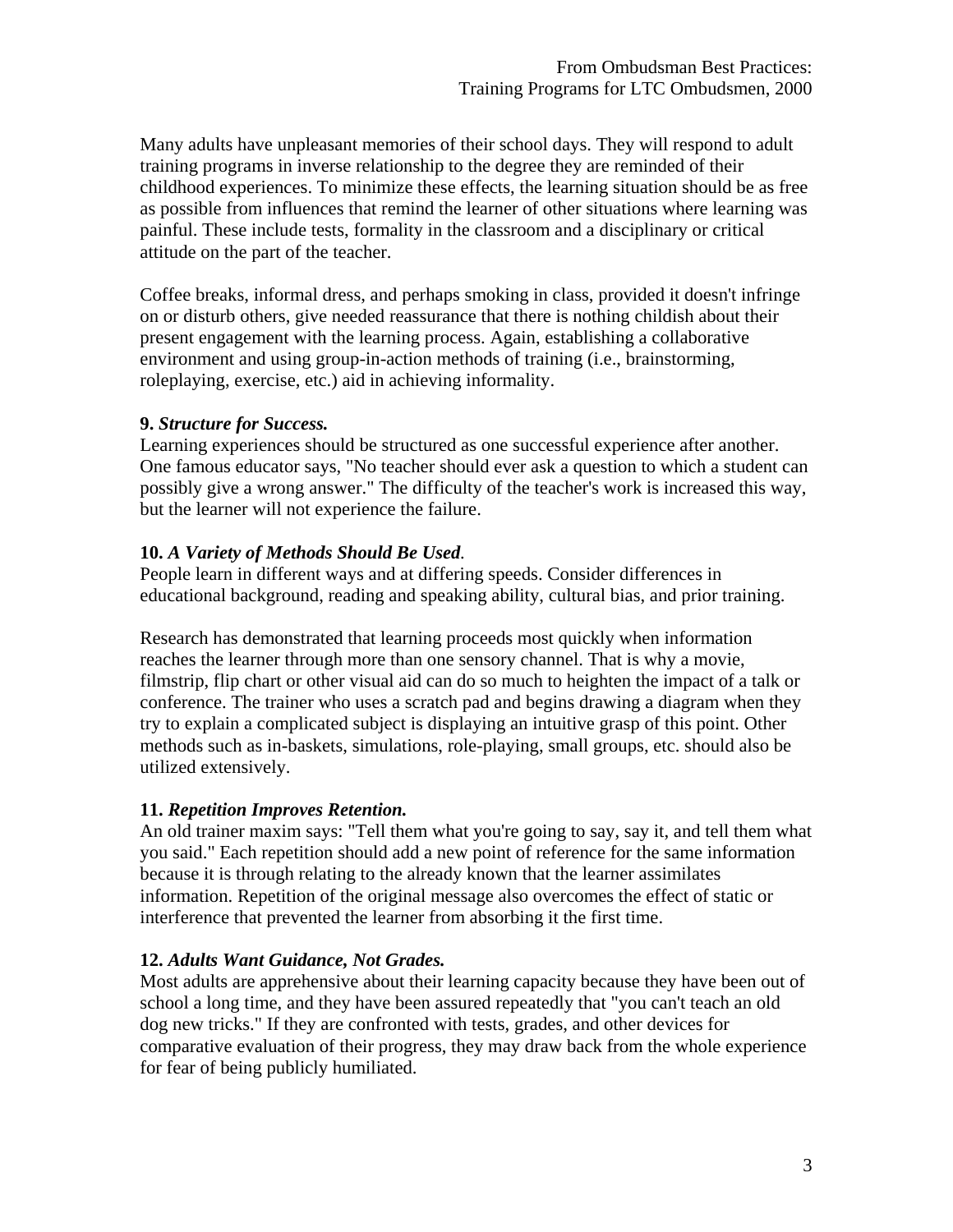Many adults have unpleasant memories of their school days. They will respond to adult training programs in inverse relationship to the degree they are reminded of their childhood experiences. To minimize these effects, the learning situation should be as free as possible from influences that remind the learner of other situations where learning was painful. These include tests, formality in the classroom and a disciplinary or critical attitude on the part of the teacher.

Coffee breaks, informal dress, and perhaps smoking in class, provided it doesn't infringe on or disturb others, give needed reassurance that there is nothing childish about their present engagement with the learning process. Again, establishing a collaborative environment and using group-in-action methods of training (i.e., brainstorming, roleplaying, exercise, etc.) aid in achieving informality.

**9. *Structure for Success.***
Learning experiences should be structured as one successful experience after another. One famous educator says, "No teacher should ever ask a question to which a student can possibly give a wrong answer." The difficulty of the teacher's work is increased this way, but the learner will not experience the failure.

**10.** ***A Variety of Methods Should Be Used*.**
People learn in different ways and at differing speeds. Consider differences in educational background, reading and speaking ability, cultural bias, and prior training.

Research has demonstrated that learning proceeds most quickly when information reaches the learner through more than one sensory channel. That is why a movie, filmstrip, flip chart or other visual aid can do so much to heighten the impact of a talk or conference. The trainer who uses a scratch pad and begins drawing a diagram when they try to explain a complicated subject is displaying an intuitive grasp of this point. Other methods such as in-baskets, simulations, role-playing, small groups, etc. should also be utilized extensively.

**11.** ***Repetition Improves Retention.***
An old trainer maxim says: "Tell them what you're going to say, say it, and tell them what you said." Each repetition should add a new point of reference for the same information because it is through relating to the already known that the learner assimilates information. Repetition of the original message also overcomes the effect of static or interference that prevented the learner from absorbing it the first time.

**12.** ***Adults Want Guidance, Not Grades.***
Most adults are apprehensive about their learning capacity because they have been out of school a long time, and they have been assured repeatedly that "you can't teach an old dog new tricks." If they are confronted with tests, grades, and other devices for comparative evaluation of their progress, they may draw back from the whole experience for fear of being publicly humiliated.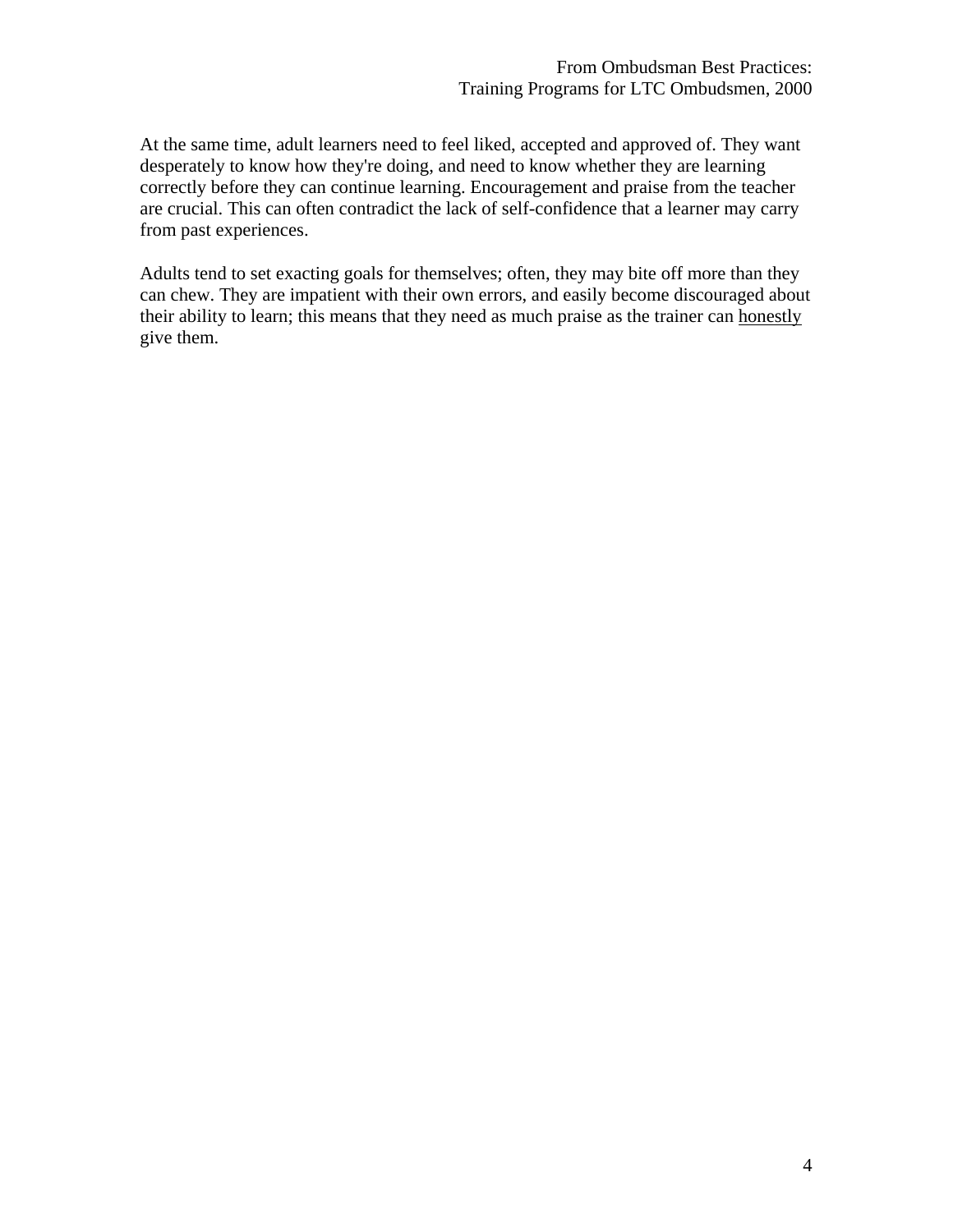At the same time, adult learners need to feel liked, accepted and approved of. They want desperately to know how they're doing, and need to know whether they are learning correctly before they can continue learning. Encouragement and praise from the teacher are crucial. This can often contradict the lack of self-confidence that a learner may carry from past experiences.

Adults tend to set exacting goals for themselves; often, they may bite off more than they can chew. They are impatient with their own errors, and easily become discouraged about their ability to learn; this means that they need as much praise as the trainer can <u>honestly</u> give them.